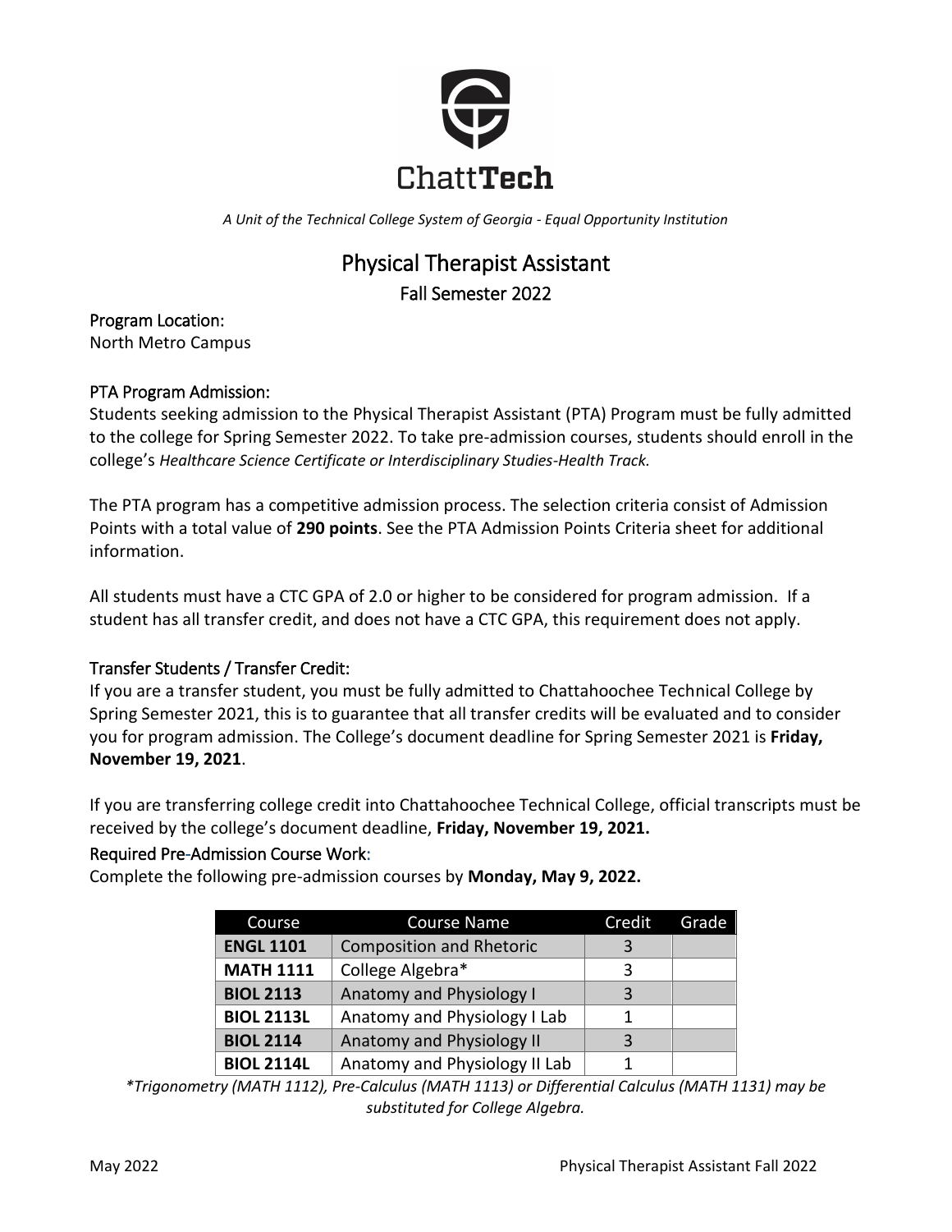ChattTech

*A Unit of the Technical College System of Georgia - Equal Opportunity Institution*

# Physical Therapist Assistant

## Fall Semester 2022

### Program Location:

North Metro Campus

### PTA Program Admission:

Students seeking admission to the Physical Therapist Assistant (PTA) Program must be fully admitted to the college for Spring Semester 2022. To take pre-admission courses, students should enroll in the college's *Healthcare Science Certificate or Interdisciplinary Studies-Health Track.*

The PTA program has a competitive admission process. The selection criteria consist of Admission Points with a total value of **290 points**. See the PTA Admission Points Criteria sheet for additional information.

All students must have a CTC GPA of 2.0 or higher to be considered for program admission. If a student has all transfer credit, and does not have a CTC GPA, this requirement does not apply.

### Transfer Students / Transfer Credit:

If you are a transfer student, you must be fully admitted to Chattahoochee Technical College by Spring Semester 2021, this is to guarantee that all transfer credits will be evaluated and to consider you for program admission. The College's document deadline for Spring Semester 2021 is **Friday, November 19, 2021**.

If you are transferring college credit into Chattahoochee Technical College, official transcripts must be received by the college's document deadline, **Friday, November 19, 2021.**

### Required Pre-Admission Course Work:

Complete the following pre-admission courses by **Monday, May 9, 2022.**

| Course | Course Name | Credit | Grade |
|---|---|---|---|
| **ENGL 1101** | Composition and Rhetoric | 3 | |
| **MATH 1111** | College Algebra* | 3 | |
| **BIOL 2113** | Anatomy and Physiology I | 3 | |
| **BIOL 2113L** | Anatomy and Physiology I Lab | 1 | |
| **BIOL 2114** | Anatomy and Physiology II | 3 | |
| **BIOL 2114L** | Anatomy and Physiology II Lab | 1 | |

*\*Trigonometry (MATH 1112), Pre-Calculus (MATH 1113) or Differential Calculus (MATH 1131) may be substituted for College Algebra.*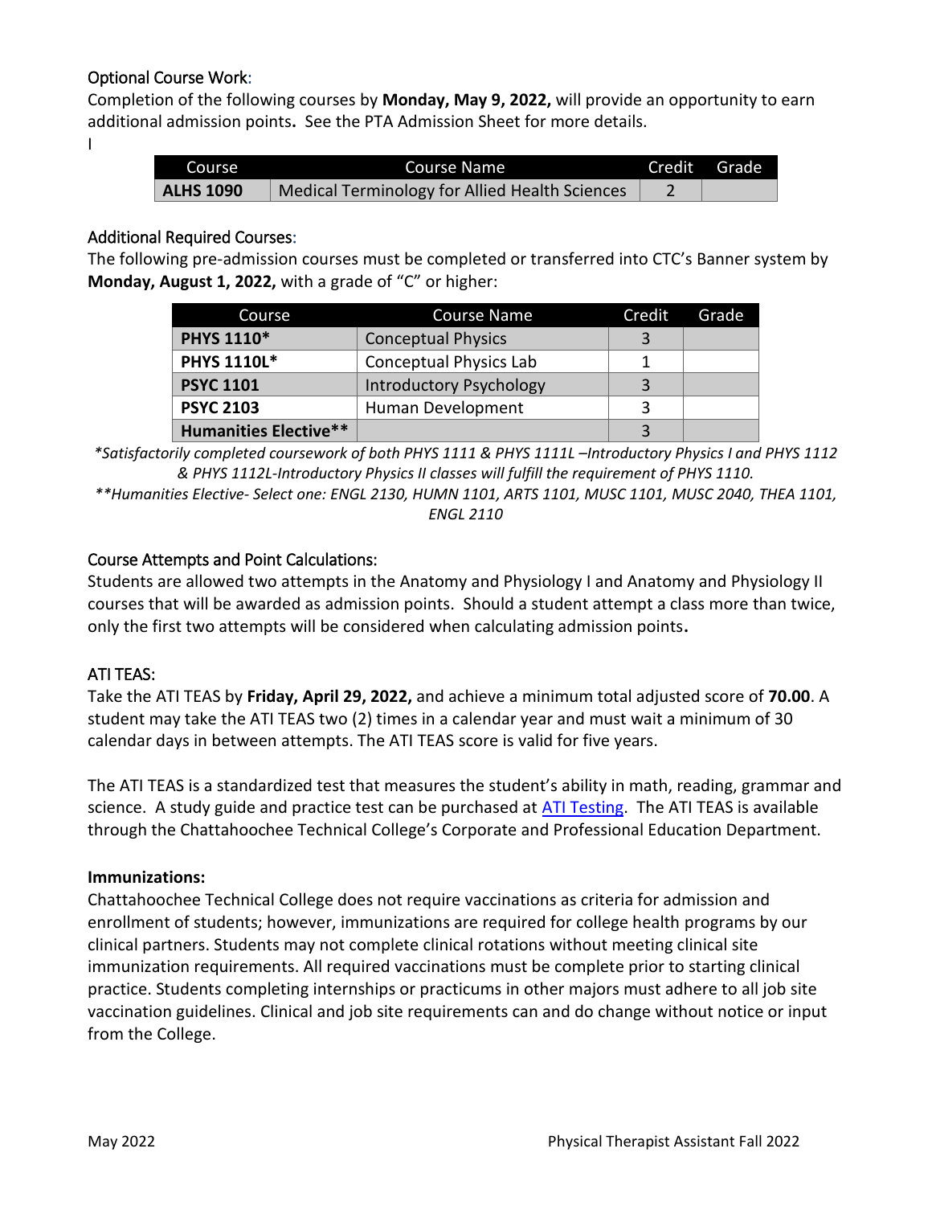### Optional Course Work:

Completion of the following courses by **Monday, May 9, 2022,** will provide an opportunity to earn additional admission points**.** See the PTA Admission Sheet for more details.

I

| Course | Course Name | Credit | Grade |
|---|---|---|---|
| **ALHS 1090** | Medical Terminology for Allied Health Sciences | 2 | |

### Additional Required Courses:

The following pre-admission courses must be completed or transferred into CTC's Banner system by **Monday, August 1, 2022,** with a grade of "C" or higher:

| Course | Course Name | Credit | Grade |
|---|---|---|---|
| **PHYS 1110*** | Conceptual Physics | 3 | |
| **PHYS 1110L*** | Conceptual Physics Lab | 1 | |
| **PSYC 1101** | Introductory Psychology | 3 | |
| **PSYC 2103** | Human Development | 3 | |
| **Humanities Elective**** | | 3 | |

*\*Satisfactorily completed coursework of both PHYS 1111 & PHYS 1111L –Introductory Physics I and PHYS 1112 & PHYS 1112L-Introductory Physics II classes will fulfill the requirement of PHYS 1110.*

*\*\*Humanities Elective- Select one: ENGL 2130, HUMN 1101, ARTS 1101, MUSC 1101, MUSC 2040, THEA 1101, ENGL 2110*

### Course Attempts and Point Calculations:

Students are allowed two attempts in the Anatomy and Physiology I and Anatomy and Physiology II courses that will be awarded as admission points. Should a student attempt a class more than twice, only the first two attempts will be considered when calculating admission points**.**

### ATI TEAS:

Take the ATI TEAS by **Friday, April 29, 2022,** and achieve a minimum total adjusted score of **70.00**. A student may take the ATI TEAS two (2) times in a calendar year and must wait a minimum of 30 calendar days in between attempts. The ATI TEAS score is valid for five years.

The ATI TEAS is a standardized test that measures the student's ability in math, reading, grammar and science. A study guide and practice test can be purchased at ATI Testing. The ATI TEAS is available through the Chattahoochee Technical College's Corporate and Professional Education Department.

**Immunizations:**

Chattahoochee Technical College does not require vaccinations as criteria for admission and enrollment of students; however, immunizations are required for college health programs by our clinical partners. Students may not complete clinical rotations without meeting clinical site immunization requirements. All required vaccinations must be complete prior to starting clinical practice. Students completing internships or practicums in other majors must adhere to all job site vaccination guidelines. Clinical and job site requirements can and do change without notice or input from the College.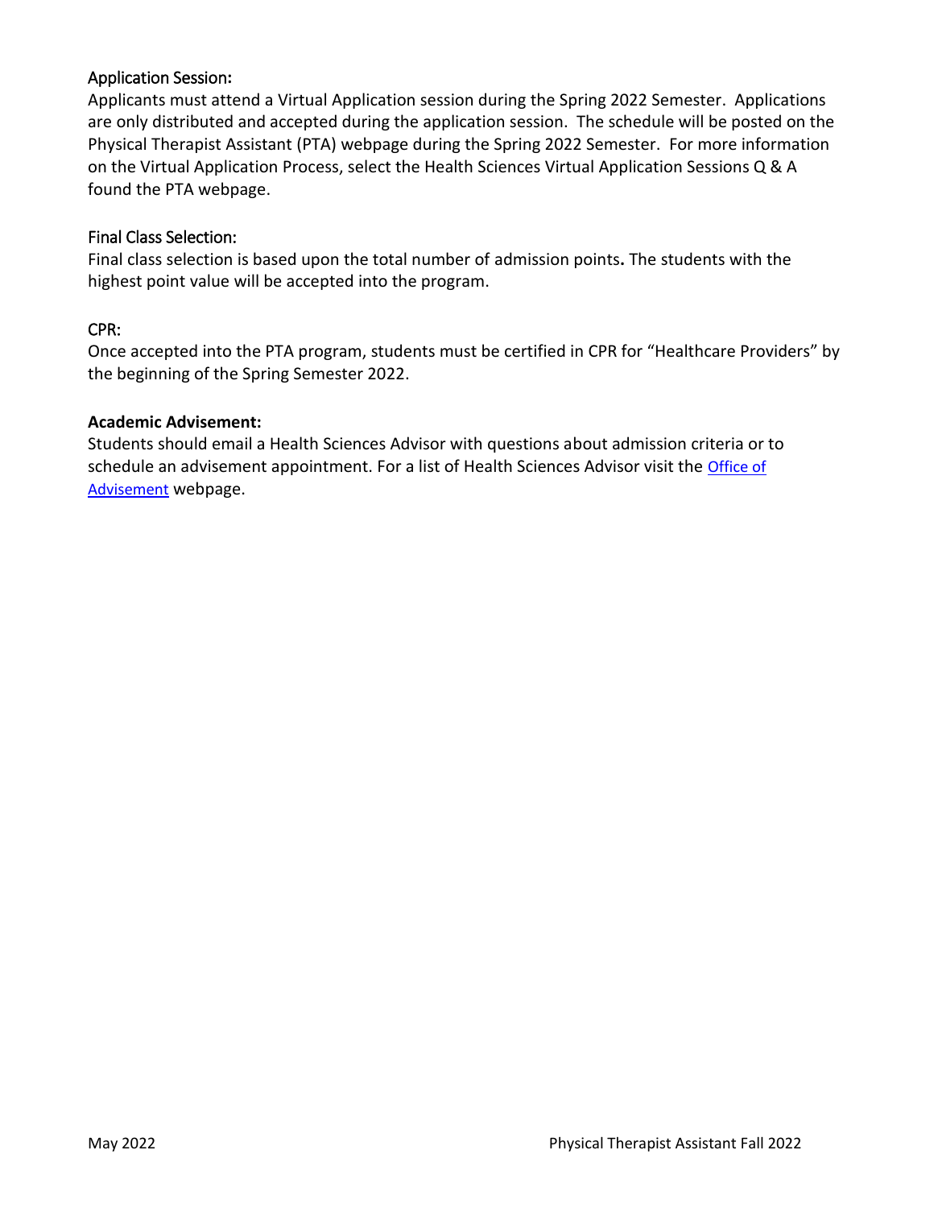### Application Session:

Applicants must attend a Virtual Application session during the Spring 2022 Semester. Applications are only distributed and accepted during the application session. The schedule will be posted on the Physical Therapist Assistant (PTA) webpage during the Spring 2022 Semester. For more information on the Virtual Application Process, select the Health Sciences Virtual Application Sessions Q & A found the PTA webpage.

### Final Class Selection:

Final class selection is based upon the total number of admission points**.** The students with the highest point value will be accepted into the program.

### CPR:

Once accepted into the PTA program, students must be certified in CPR for "Healthcare Providers" by the beginning of the Spring Semester 2022.

### Academic Advisement:

Students should email a Health Sciences Advisor with questions about admission criteria or to schedule an advisement appointment. For a list of Health Sciences Advisor visit the Office of Advisement webpage.